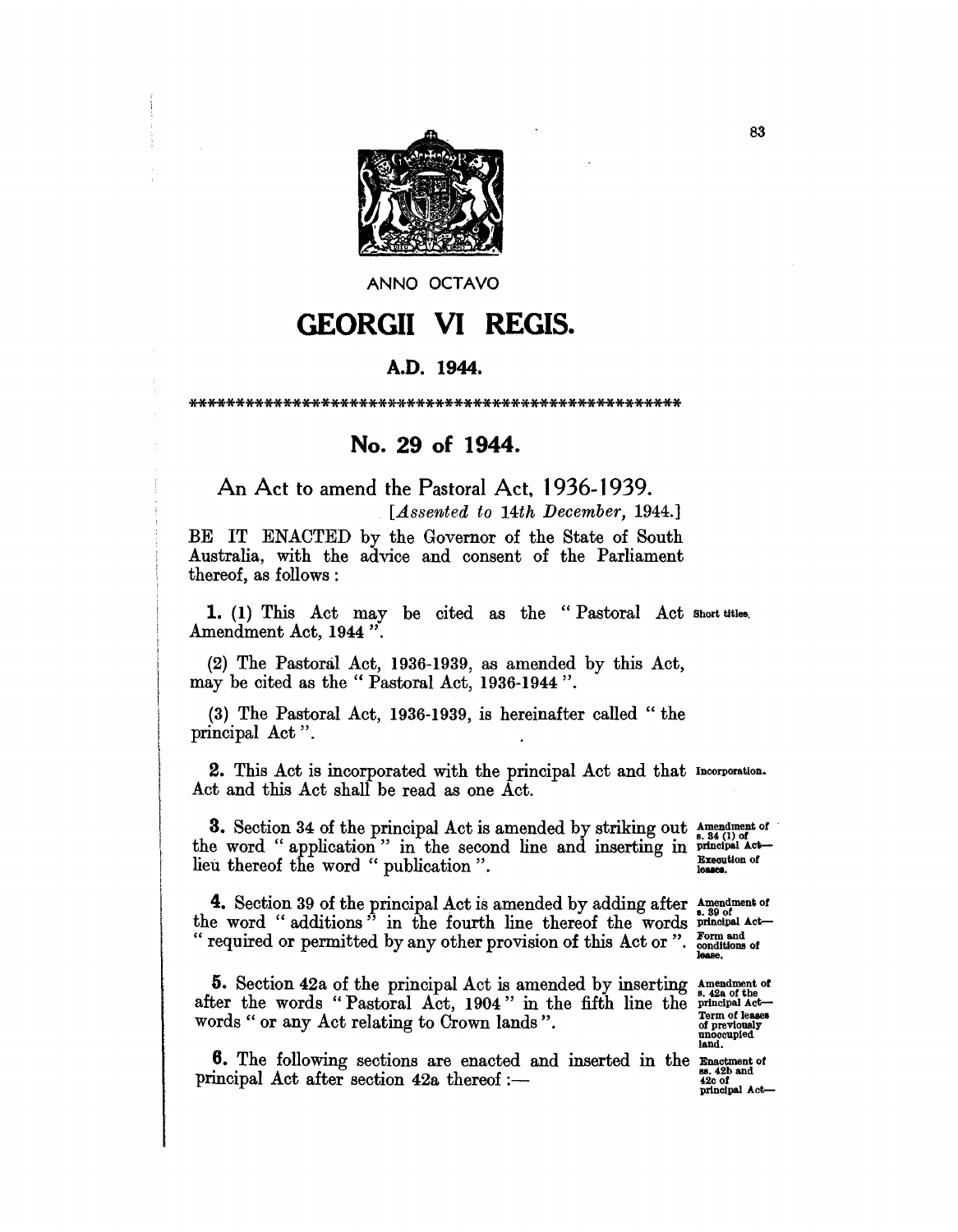ANNO OCTAVO

# GEORGII VI REGIS.

### A.D. 1944.

\*\*\*\*\*\*\*\*\*\*\*\*\*\*\*\*\*\*\*\*\*\*\*\*\*\*\*\*\*\*\*\*\*\*\*\*\*\*\*\*\*\*\*\*\*\*\*\*\*\*\*\*\*\*

## No. 29 of 1944.

### An Act to amend the Pastoral Act, 1936-1939.

*[Assented to 14th December, 1944.]*

BE IT ENACTED by the Governor of the State of South Australia, with the advice and consent of the Parliament thereof, as follows:

**1.** (1) This Act may be cited as the "Pastoral Act Amendment Act, 1944". *Short titles.*

(2) The Pastoral Act, 1936-1939, as amended by this Act, may be cited as the "Pastoral Act, 1936-1944".

(3) The Pastoral Act, 1936-1939, is hereinafter called "the principal Act".

**2.** This Act is incorporated with the principal Act and that Act and this Act shall be read as one Act. *Incorporation.*

**3.** Section 34 of the principal Act is amended by striking out the word "application" in the second line and inserting in lieu thereof the word "publication". *Amendment of s. 34 (1) of principal Act—Execution of leases.*

**4.** Section 39 of the principal Act is amended by adding after the word "additions" in the fourth line thereof the words "required or permitted by any other provision of this Act or". *Amendment of s. 39 of principal Act—Form and conditions of lease.*

**5.** Section 42a of the principal Act is amended by inserting after the words "Pastoral Act, 1904" in the fifth line the words "or any Act relating to Crown lands". *Amendment of s. 42a of the principal Act—Term of leases of previously unoccupied land.*

**6.** The following sections are enacted and inserted in the principal Act after section 42a thereof:— *Enactment of ss. 42b and 42c of principal Act—*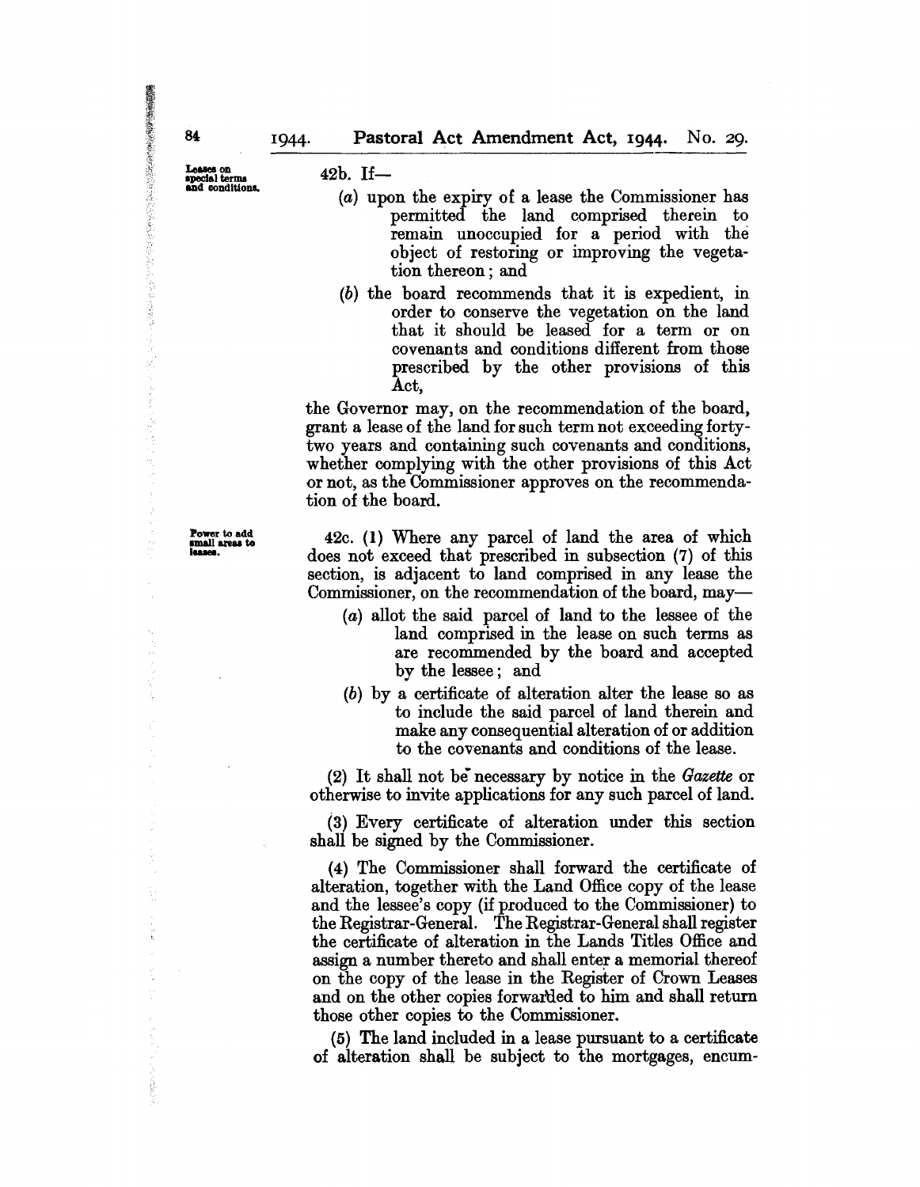Leases on special terms and conditions.

42b. If—

(*a*) upon the expiry of a lease the Commissioner has permitted the land comprised therein to remain unoccupied for a period with the object of restoring or improving the vegetation thereon; and

(*b*) the board recommends that it is expedient, in order to conserve the vegetation on the land that it should be leased for a term or on covenants and conditions different from those prescribed by the other provisions of this Act,

the Governor may, on the recommendation of the board, grant a lease of the land for such term not exceeding forty-two years and containing such covenants and conditions, whether complying with the other provisions of this Act or not, as the Commissioner approves on the recommendation of the board.

Power to add small areas to leases.

42c. (1) Where any parcel of land the area of which does not exceed that prescribed in subsection (7) of this section, is adjacent to land comprised in any lease the Commissioner, on the recommendation of the board, may—

(*a*) allot the said parcel of land to the lessee of the land comprised in the lease on such terms as are recommended by the board and accepted by the lessee; and

(*b*) by a certificate of alteration alter the lease so as to include the said parcel of land therein and make any consequential alteration of or addition to the covenants and conditions of the lease.

(2) It shall not be necessary by notice in the *Gazette* or otherwise to invite applications for any such parcel of land.

(3) Every certificate of alteration under this section shall be signed by the Commissioner.

(4) The Commissioner shall forward the certificate of alteration, together with the Land Office copy of the lease and the lessee's copy (if produced to the Commissioner) to the Registrar-General. The Registrar-General shall register the certificate of alteration in the Lands Titles Office and assign a number thereto and shall enter a memorial thereof on the copy of the lease in the Register of Crown Leases and on the other copies forwarded to him and shall return those other copies to the Commissioner.

(5) The land included in a lease pursuant to a certificate of alteration shall be subject to the mortgages, encum-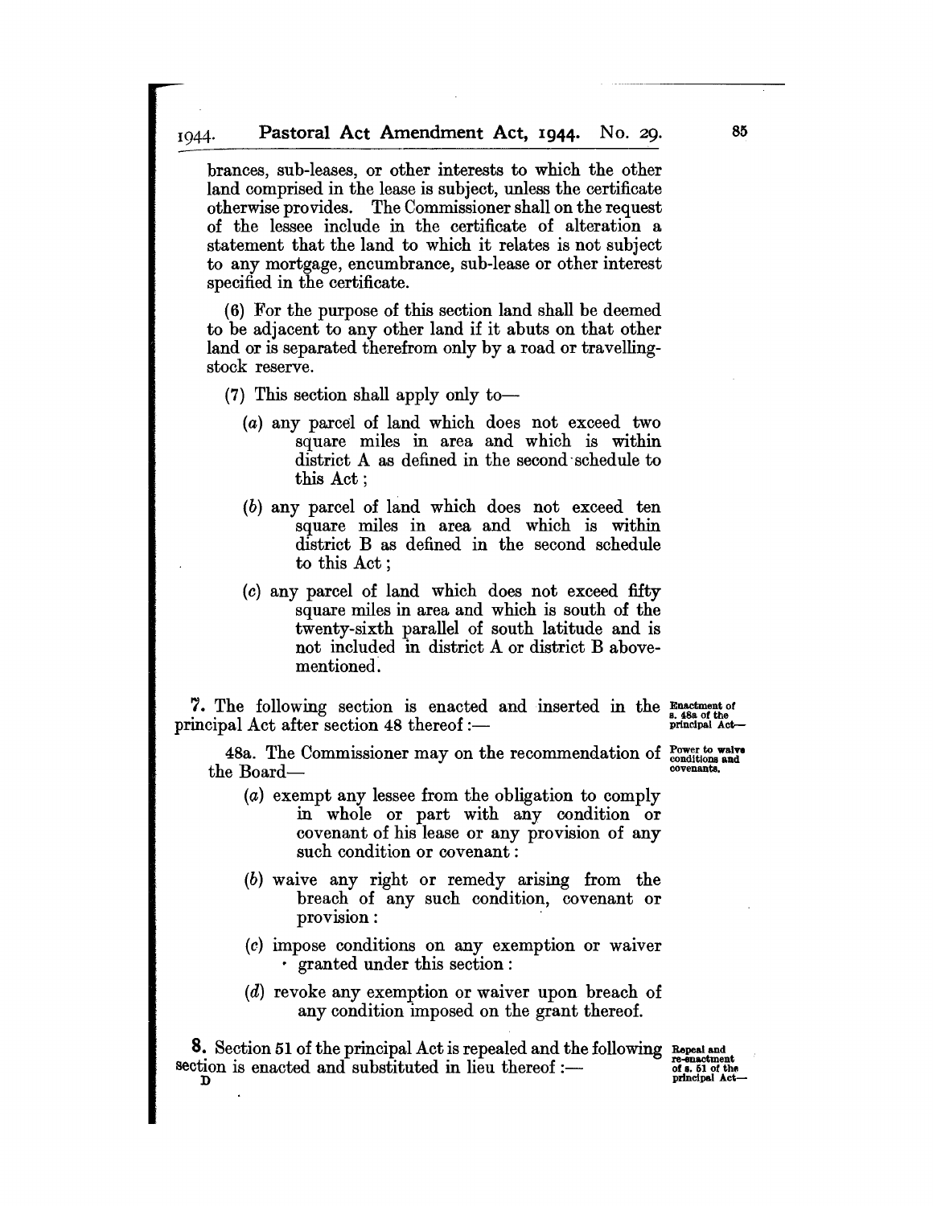brances, sub-leases, or other interests to which the other land comprised in the lease is subject, unless the certificate otherwise provides. The Commissioner shall on the request of the lessee include in the certificate of alteration a statement that the land to which it relates is not subject to any mortgage, encumbrance, sub-lease or other interest specified in the certificate.

(6) For the purpose of this section land shall be deemed to be adjacent to any other land if it abuts on that other land or is separated therefrom only by a road or travelling-stock reserve.

(7) This section shall apply only to—

(*a*) any parcel of land which does not exceed two square miles in area and which is within district A as defined in the second schedule to this Act;

(*b*) any parcel of land which does not exceed ten square miles in area and which is within district B as defined in the second schedule to this Act;

(*c*) any parcel of land which does not exceed fifty square miles in area and which is south of the twenty-sixth parallel of south latitude and is not included in district A or district B abovementioned.

Enactment of s. 48a of the principal Act—

**7.** The following section is enacted and inserted in the principal Act after section 48 thereof:—

Power to waive conditions and covenants.

48a. The Commissioner may on the recommendation of the Board—

(*a*) exempt any lessee from the obligation to comply in whole or part with any condition or covenant of his lease or any provision of any such condition or covenant:

(*b*) waive any right or remedy arising from the breach of any such condition, covenant or provision:

(*c*) impose conditions on any exemption or waiver granted under this section:

(*d*) revoke any exemption or waiver upon breach of any condition imposed on the grant thereof.

Repeal and re-enactment of s. 51 of the principal Act—

**8.** Section 51 of the principal Act is repealed and the following section is enacted and substituted in lieu thereof:—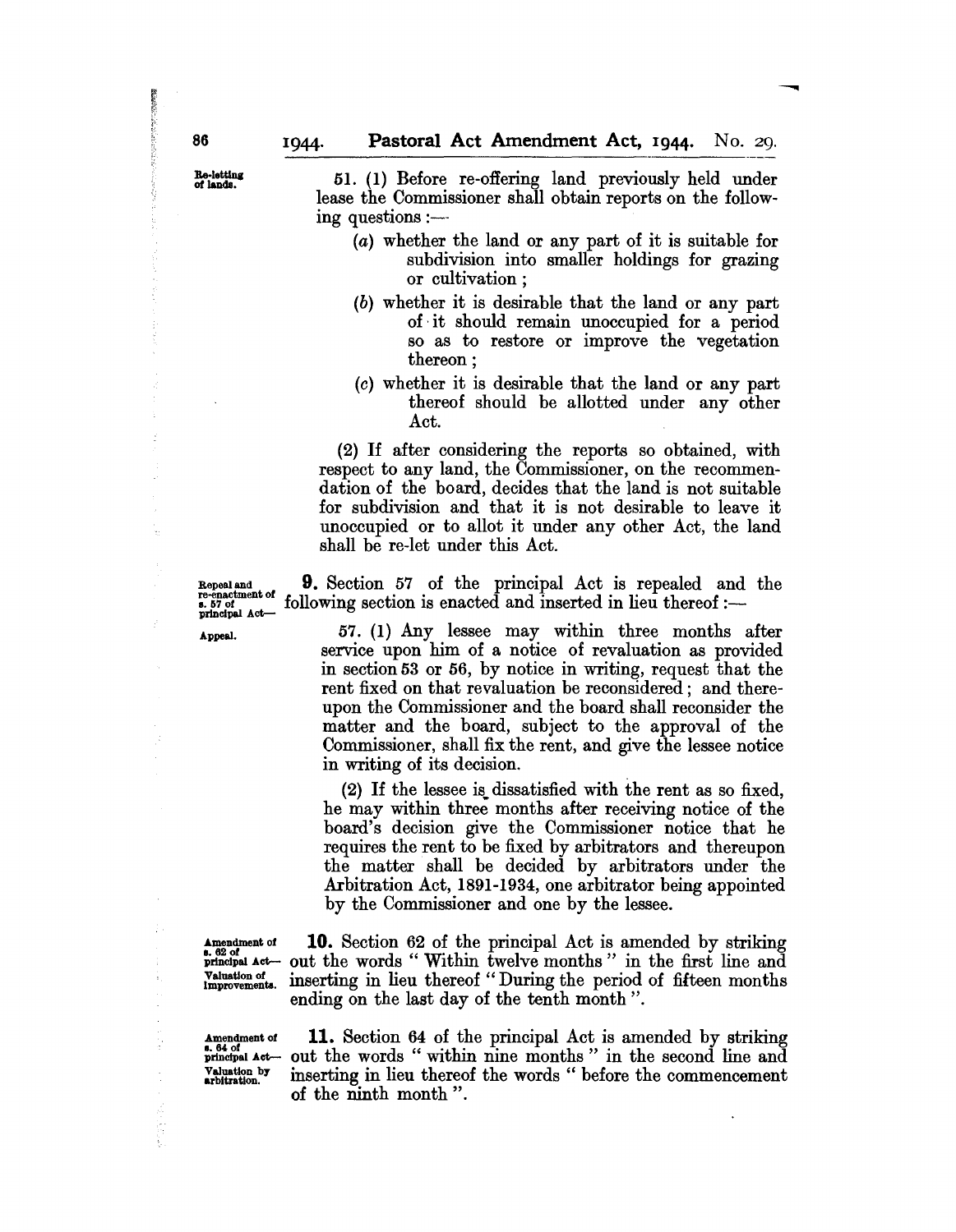Re-letting of lands.

51. (1) Before re-offering land previously held under lease the Commissioner shall obtain reports on the following questions :—

(a) whether the land or any part of it is suitable for subdivision into smaller holdings for grazing or cultivation ;

(b) whether it is desirable that the land or any part of it should remain unoccupied for a period so as to restore or improve the vegetation thereon ;

(c) whether it is desirable that the land or any part thereof should be allotted under any other Act.

(2) If after considering the reports so obtained, with respect to any land, the Commissioner, on the recommendation of the board, decides that the land is not suitable for subdivision and that it is not desirable to leave it unoccupied or to allot it under any other Act, the land shall be re-let under this Act.

Repeal and re-enactment of s. 57 of principal Act—

**9.** Section 57 of the principal Act is repealed and the following section is enacted and inserted in lieu thereof :—

Appeal.

57. (1) Any lessee may within three months after service upon him of a notice of revaluation as provided in section 53 or 56, by notice in writing, request that the rent fixed on that revaluation be reconsidered ; and thereupon the Commissioner and the board shall reconsider the matter and the board, subject to the approval of the Commissioner, shall fix the rent, and give the lessee notice in writing of its decision.

(2) If the lessee is dissatisfied with the rent as so fixed, he may within three months after receiving notice of the board's decision give the Commissioner notice that he requires the rent to be fixed by arbitrators and thereupon the matter shall be decided by arbitrators under the Arbitration Act, 1891-1934, one arbitrator being appointed by the Commissioner and one by the lessee.

Amendment of s. 62 of principal Act— Valuation of improvements.

**10.** Section 62 of the principal Act is amended by striking out the words " Within twelve months " in the first line and inserting in lieu thereof " During the period of fifteen months ending on the last day of the tenth month ".

Amendment of s. 64 of principal Act— Valuation by arbitration.

**11.** Section 64 of the principal Act is amended by striking out the words " within nine months " in the second line and inserting in lieu thereof the words " before the commencement of the ninth month ".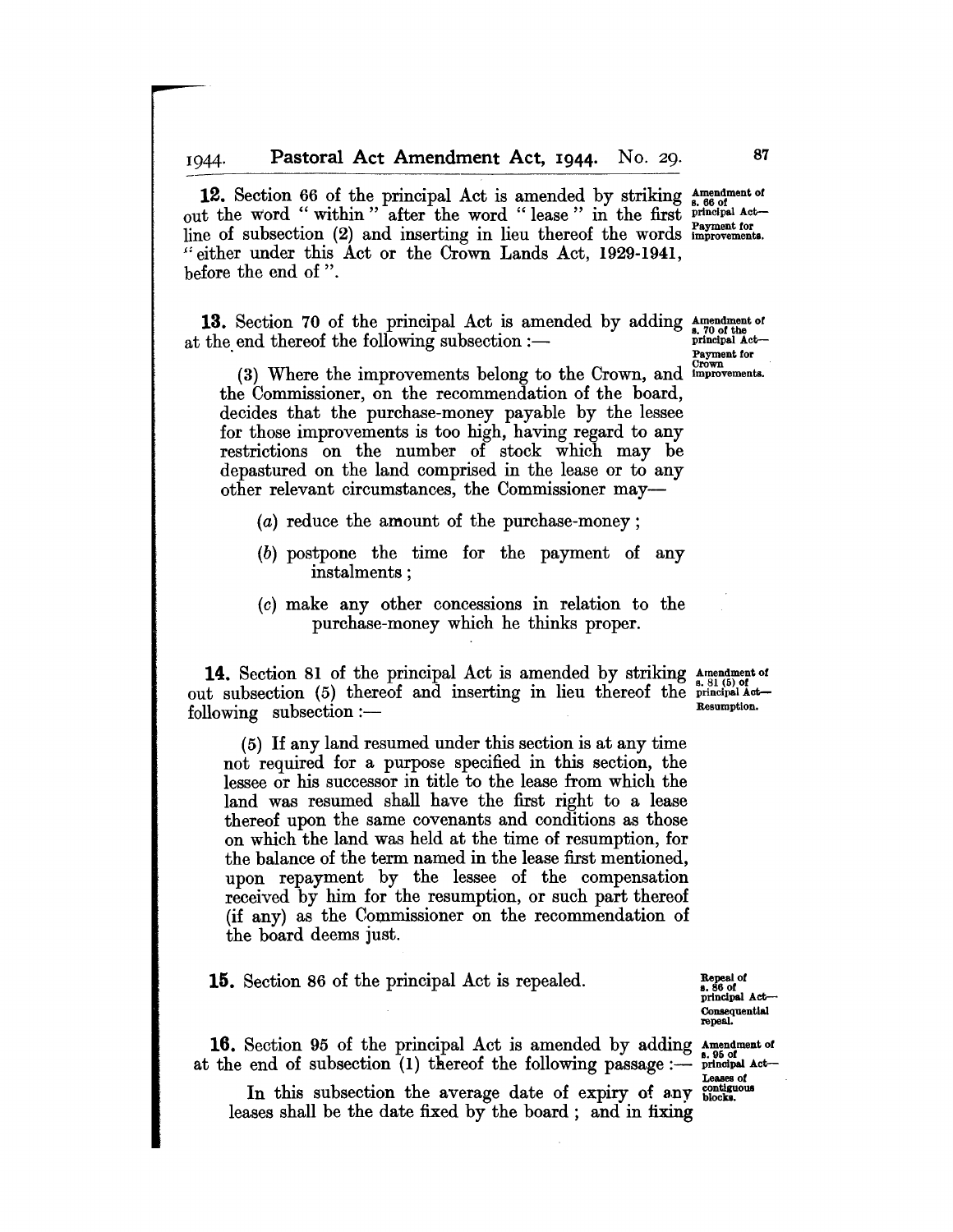**12.** Section 66 of the principal Act is amended by striking out the word "within" after the word "lease" in the first line of subsection (2) and inserting in lieu thereof the words "either under this Act or the Crown Lands Act, 1929-1941, before the end of".

*Amendment of s. 66 of principal Act—Payment for improvements.*

**13.** Section 70 of the principal Act is amended by adding at the end thereof the following subsection :—

*Amendment of s. 70 of the principal Act—Payment for Crown improvements.*

(3) Where the improvements belong to the Crown, and the Commissioner, on the recommendation of the board, decides that the purchase-money payable by the lessee for those improvements is too high, having regard to any restrictions on the number of stock which may be depastured on the land comprised in the lease or to any other relevant circumstances, the Commissioner may—

(*a*) reduce the amount of the purchase-money ;

(*b*) postpone the time for the payment of any instalments ;

(*c*) make any other concessions in relation to the purchase-money which he thinks proper.

**14.** Section 81 of the principal Act is amended by striking out subsection (5) thereof and inserting in lieu thereof the following subsection :—

*Amendment of s. 81 (5) of principal Act—Resumption.*

(5) If any land resumed under this section is at any time not required for a purpose specified in this section, the lessee or his successor in title to the lease from which the land was resumed shall have the first right to a lease thereof upon the same covenants and conditions as those on which the land was held at the time of resumption, for the balance of the term named in the lease first mentioned, upon repayment by the lessee of the compensation received by him for the resumption, or such part thereof (if any) as the Commissioner on the recommendation of the board deems just.

**15.** Section 86 of the principal Act is repealed.

*Repeal of s. 86 of principal Act—Consequential repeal.*

**16.** Section 95 of the principal Act is amended by adding at the end of subsection (1) thereof the following passage :—

*Amendment of s. 95 of principal Act—Leases of contiguous blocks.*

In this subsection the average date of expiry of any leases shall be the date fixed by the board ; and in fixing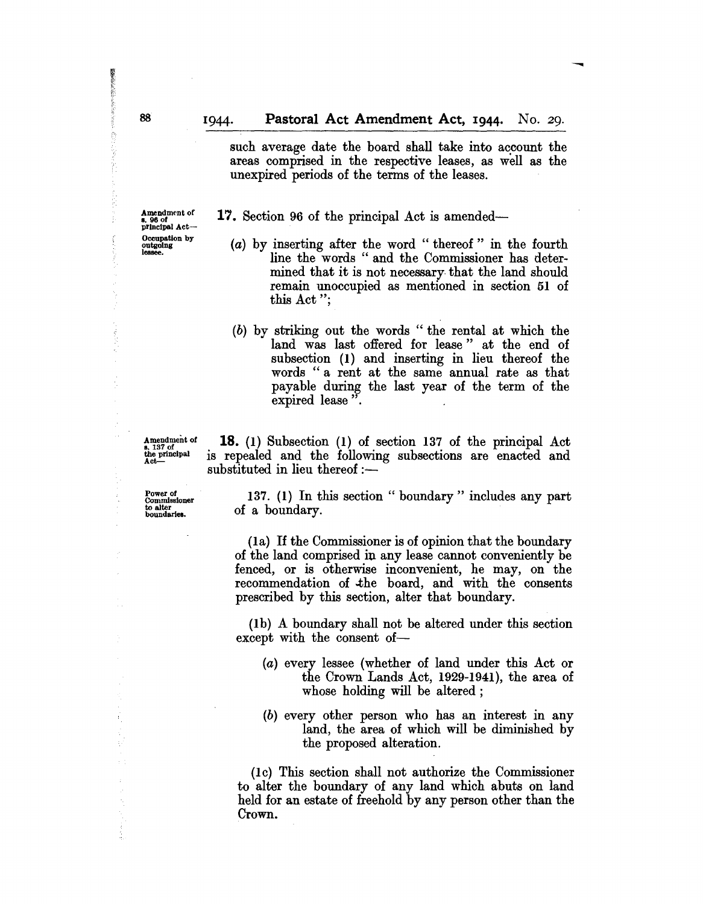such average date the board shall take into account the areas comprised in the respective leases, as well as the unexpired periods of the terms of the leases.

Amendment of s. 96 of principal Act— Occupation by outgoing lessee.

**17.** Section 96 of the principal Act is amended—

(*a*) by inserting after the word " thereof " in the fourth line the words " and the Commissioner has determined that it is not necessary that the land should remain unoccupied as mentioned in section 51 of this Act ";

(*b*) by striking out the words " the rental at which the land was last offered for lease " at the end of subsection (1) and inserting in lieu thereof the words " a rent at the same annual rate as that payable during the last year of the term of the expired lease ".

Amendment of s. 137 of the principal Act—

**18.** (1) Subsection (1) of section 137 of the principal Act is repealed and the following subsections are enacted and substituted in lieu thereof :—

Power of Commissioner to alter boundaries.

137. (1) In this section " boundary " includes any part of a boundary.

(1a) If the Commissioner is of opinion that the boundary of the land comprised in any lease cannot conveniently be fenced, or is otherwise inconvenient, he may, on the recommendation of the board, and with the consents prescribed by this section, alter that boundary.

(1b) A boundary shall not be altered under this section except with the consent of—

(*a*) every lessee (whether of land under this Act or the Crown Lands Act, 1929-1941), the area of whose holding will be altered ;

(*b*) every other person who has an interest in any land, the area of which will be diminished by the proposed alteration.

(1c) This section shall not authorize the Commissioner to alter the boundary of any land which abuts on land held for an estate of freehold by any person other than the Crown.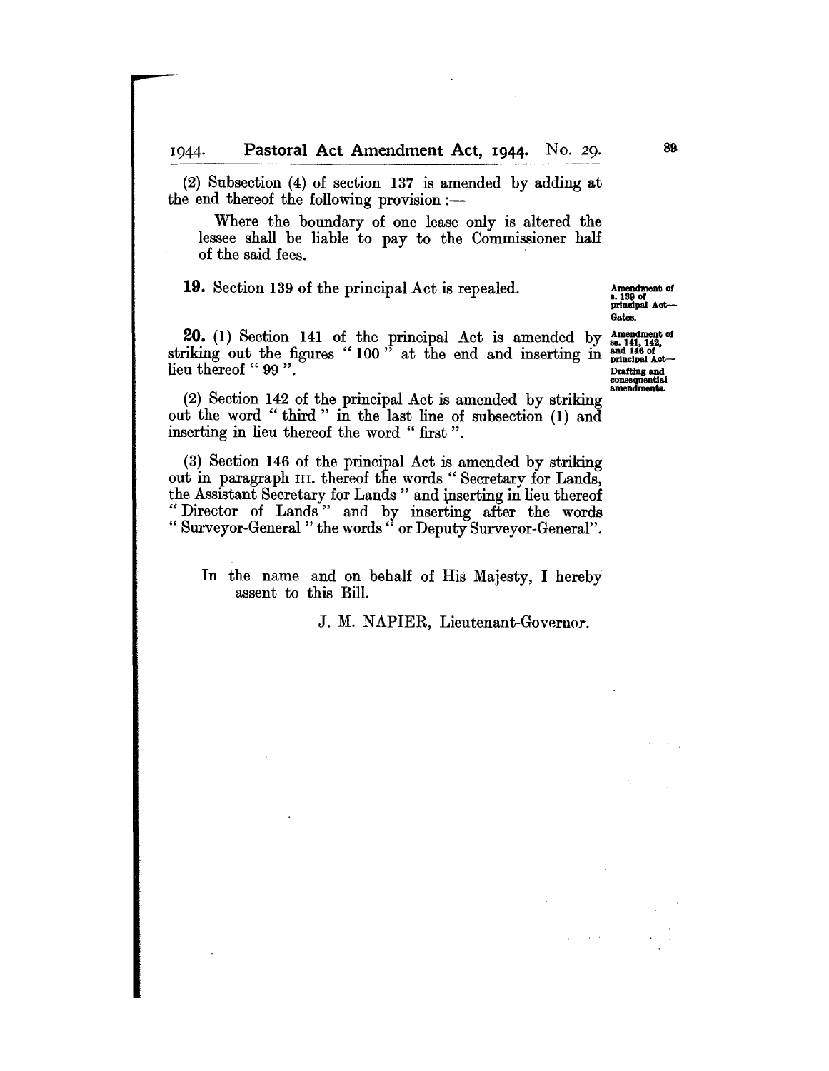(2) Subsection (4) of section 137 is amended by adding at the end thereof the following provision :—

Where the boundary of one lease only is altered the lessee shall be liable to pay to the Commissioner half of the said fees.

**Amendment of s. 139 of principal Act—Gates.**

**19.** Section 139 of the principal Act is repealed.

**Amendment of ss. 141, 142, and 146 of principal Act—Drafting and consequential amendments.**

**20.** (1) Section 141 of the principal Act is amended by striking out the figures " 100 " at the end and inserting in lieu thereof " 99 ".

(2) Section 142 of the principal Act is amended by striking out the word " third " in the last line of subsection (1) and inserting in lieu thereof the word " first ".

(3) Section 146 of the principal Act is amended by striking out in paragraph III. thereof the words " Secretary for Lands, the Assistant Secretary for Lands " and inserting in lieu thereof " Director of Lands " and by inserting after the words " Surveyor-General " the words " or Deputy Surveyor-General".

In the name and on behalf of His Majesty, I hereby assent to this Bill.

J. M. NAPIER, Lieutenant-Governor.